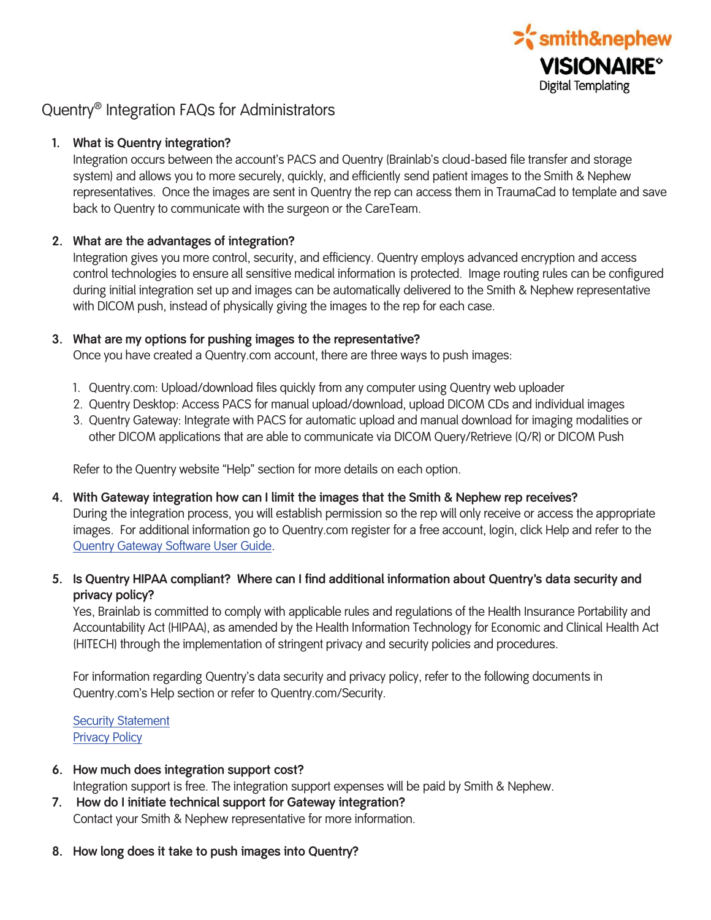smith&nephew

VISIONAIRE◊

Digital Templating

# Quentry® Integration FAQs for Administrators

1. **What is Quentry integration?**
   Integration occurs between the account's PACS and Quentry (Brainlab's cloud-based file transfer and storage system) and allows you to more securely, quickly, and efficiently send patient images to the Smith & Nephew representatives. Once the images are sent in Quentry the rep can access them in TraumaCad to template and save back to Quentry to communicate with the surgeon or the CareTeam.

2. **What are the advantages of integration?**
   Integration gives you more control, security, and efficiency. Quentry employs advanced encryption and access control technologies to ensure all sensitive medical information is protected. Image routing rules can be configured during initial integration set up and images can be automatically delivered to the Smith & Nephew representative with DICOM push, instead of physically giving the images to the rep for each case.

3. **What are my options for pushing images to the representative?**
   Once you have created a Quentry.com account, there are three ways to push images:

   1. Quentry.com: Upload/download files quickly from any computer using Quentry web uploader
   2. Quentry Desktop: Access PACS for manual upload/download, upload DICOM CDs and individual images
   3. Quentry Gateway: Integrate with PACS for automatic upload and manual download for imaging modalities or other DICOM applications that are able to communicate via DICOM Query/Retrieve (Q/R) or DICOM Push

   Refer to the Quentry website "Help" section for more details on each option.

4. **With Gateway integration how can I limit the images that the Smith & Nephew rep receives?**
   During the integration process, you will establish permission so the rep will only receive or access the appropriate images. For additional information go to Quentry.com register for a free account, login, click Help and refer to the Quentry Gateway Software User Guide.

5. **Is Quentry HIPAA compliant? Where can I find additional information about Quentry's data security and privacy policy?**
   Yes, Brainlab is committed to comply with applicable rules and regulations of the Health Insurance Portability and Accountability Act (HIPAA), as amended by the Health Information Technology for Economic and Clinical Health Act (HITECH) through the implementation of stringent privacy and security policies and procedures.

   For information regarding Quentry's data security and privacy policy, refer to the following documents in Quentry.com's Help section or refer to Quentry.com/Security.

   Security Statement
   Privacy Policy

6. **How much does integration support cost?**
   Integration support is free. The integration support expenses will be paid by Smith & Nephew.

7. **How do I initiate technical support for Gateway integration?**
   Contact your Smith & Nephew representative for more information.

8. **How long does it take to push images into Quentry?**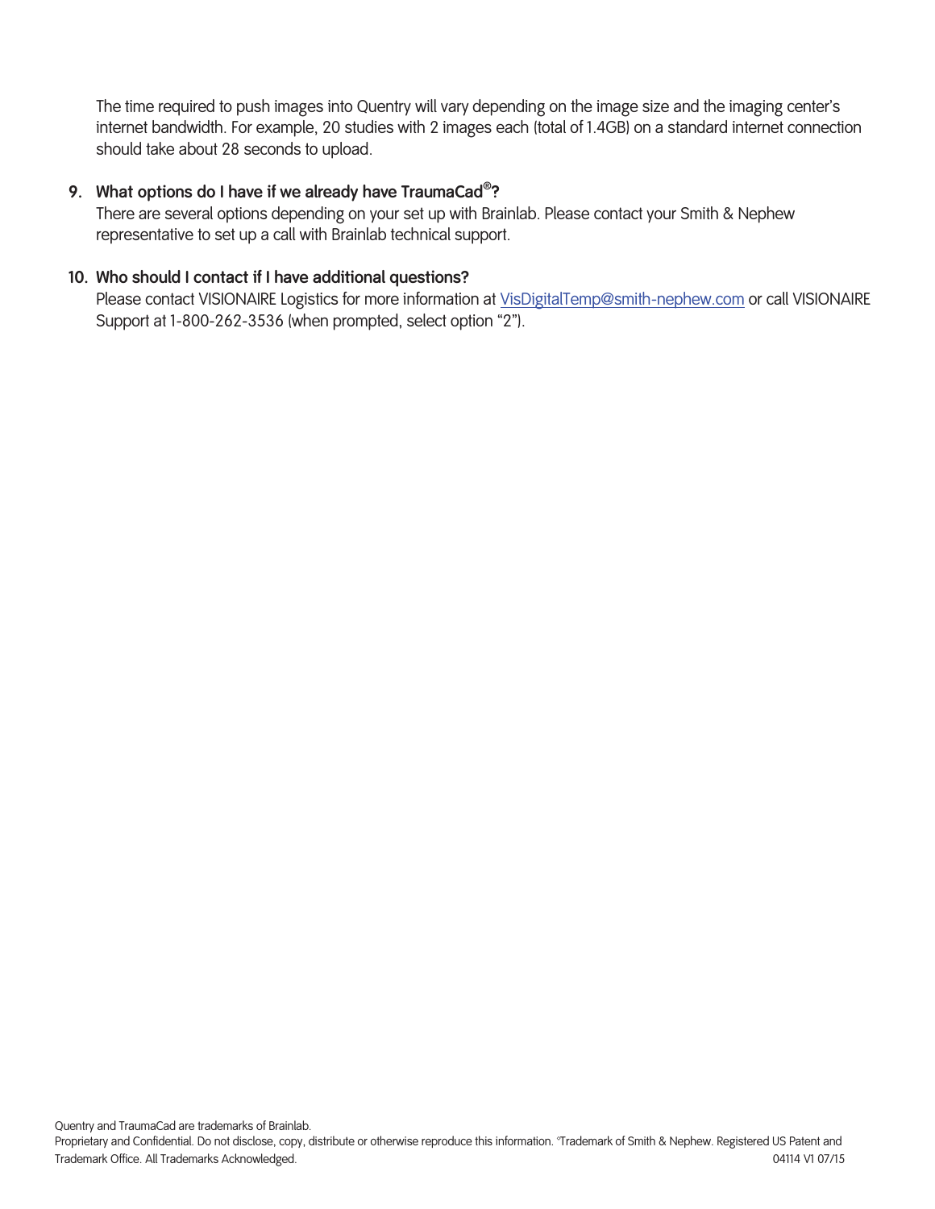The time required to push images into Quentry will vary depending on the image size and the imaging center's internet bandwidth. For example, 20 studies with 2 images each (total of 1.4GB) on a standard internet connection should take about 28 seconds to upload.

9. **What options do I have if we already have TraumaCad®?**
   There are several options depending on your set up with Brainlab. Please contact your Smith & Nephew representative to set up a call with Brainlab technical support.

10. **Who should I contact if I have additional questions?**
    Please contact VISIONAIRE Logistics for more information at VisDigitalTemp@smith-nephew.com or call VISIONAIRE Support at 1-800-262-3536 (when prompted, select option "2").

Quentry and TraumaCad are trademarks of Brainlab.
Proprietary and Confidential. Do not disclose, copy, distribute or otherwise reproduce this information. °Trademark of Smith & Nephew. Registered US Patent and Trademark Office. All Trademarks Acknowledged. 04114 V1 07/15